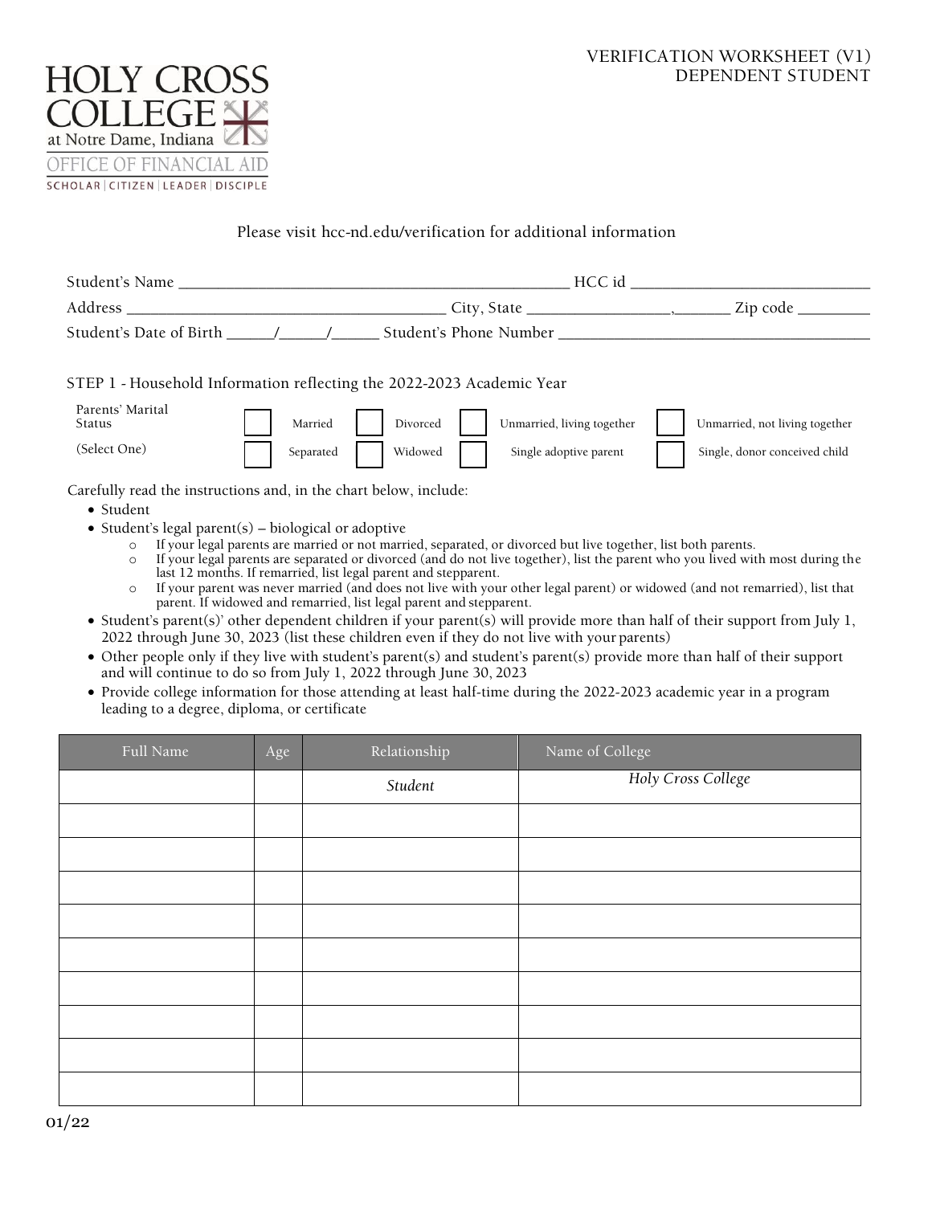HOLY CROSS COLLEGE
at Notre Dame, Indiana
OFFICE OF FINANCIAL AID
SCHOLAR | CITIZEN | LEADER | DISCIPLE

VERIFICATION WORKSHEET (V1)
DEPENDENT STUDENT

Please visit hcc-nd.edu/verification for additional information

Student's Name ________________________________________________ HCC id ______________________________

Address ________________________________________ City, State __________________,_______ Zip code _________

Student's Date of Birth ______/______/______ Student's Phone Number ________________________________________

## STEP 1 - Household Information reflecting the 2022-2023 Academic Year

Parents' Marital Status (Select One)

- ☐ Married
- ☐ Divorced
- ☐ Unmarried, living together
- ☐ Unmarried, not living together
- ☐ Separated
- ☐ Widowed
- ☐ Single adoptive parent
- ☐ Single, donor conceived child

Carefully read the instructions and, in the chart below, include:

- Student
- Student's legal parent(s) – biological or adoptive
    - If your legal parents are married or not married, separated, or divorced but live together, list both parents.
    - If your legal parents are separated or divorced (and do not live together), list the parent who you lived with most during the last 12 months. If remarried, list legal parent and stepparent.
    - If your parent was never married (and does not live with your other legal parent) or widowed (and not remarried), list that parent. If widowed and remarried, list legal parent and stepparent.
- Student's parent(s)' other dependent children if your parent(s) will provide more than half of their support from July 1, 2022 through June 30, 2023 (list these children even if they do not live with your parents)
- Other people only if they live with student's parent(s) and student's parent(s) provide more than half of their support and will continue to do so from July 1, 2022 through June 30, 2023
- Provide college information for those attending at least half-time during the 2022-2023 academic year in a program leading to a degree, diploma, or certificate

| Full Name | Age | Relationship | Name of College |
|---|---|---|---|
| | | *Student* | *Holy Cross College* |
| | | | |
| | | | |
| | | | |
| | | | |
| | | | |
| | | | |
| | | | |
| | | | |
| | | | |

01/22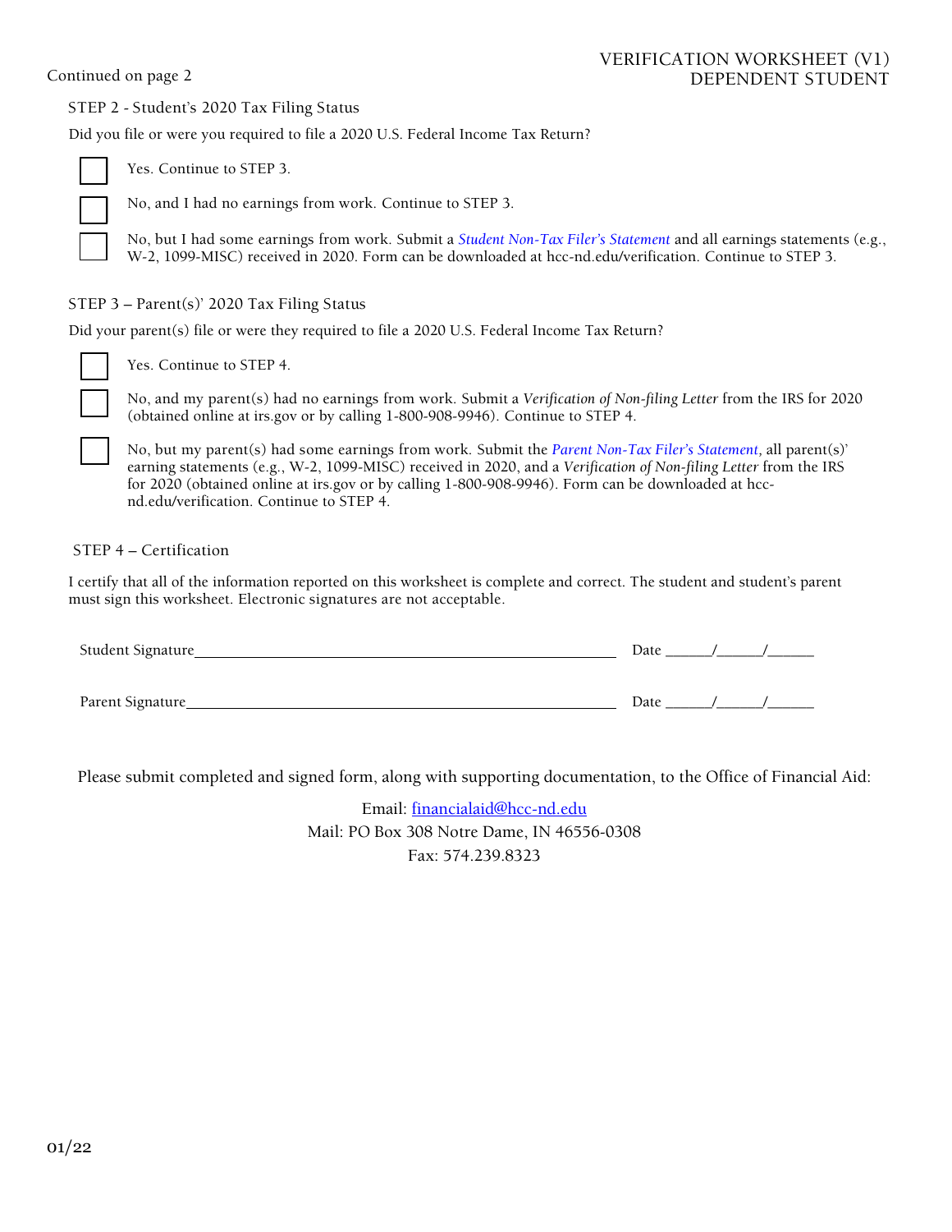Continued on page 2

VERIFICATION WORKSHEET (V1)
DEPENDENT STUDENT

## STEP 2 - Student's 2020 Tax Filing Status

Did you file or were you required to file a 2020 U.S. Federal Income Tax Return?

- ☐ Yes. Continue to STEP 3.
- ☐ No, and I had no earnings from work. Continue to STEP 3.
- ☐ No, but I had some earnings from work. Submit a *Student Non-Tax Filer's Statement* and all earnings statements (e.g., W-2, 1099-MISC) received in 2020. Form can be downloaded at hcc-nd.edu/verification. Continue to STEP 3.

## STEP 3 – Parent(s)' 2020 Tax Filing Status

Did your parent(s) file or were they required to file a 2020 U.S. Federal Income Tax Return?

- ☐ Yes. Continue to STEP 4.
- ☐ No, and my parent(s) had no earnings from work. Submit a *Verification of Non-filing Letter* from the IRS for 2020 (obtained online at irs.gov or by calling 1-800-908-9946). Continue to STEP 4.
- ☐ No, but my parent(s) had some earnings from work. Submit the *Parent Non-Tax Filer's Statement,* all parent(s)' earning statements (e.g., W-2, 1099-MISC) received in 2020, and a *Verification of Non-filing Letter* from the IRS for 2020 (obtained online at irs.gov or by calling 1-800-908-9946). Form can be downloaded at hcc-nd.edu/verification. Continue to STEP 4.

## STEP 4 – Certification

I certify that all of the information reported on this worksheet is complete and correct. The student and student's parent must sign this worksheet. Electronic signatures are not acceptable.

Student Signature\_\_\_\_\_\_\_\_\_\_\_\_\_\_\_\_\_\_\_\_\_\_\_\_\_\_\_\_\_\_\_\_\_\_\_\_\_\_\_\_ Date \_\_\_\_\_\_/\_\_\_\_\_\_/\_\_\_\_\_\_

Parent Signature\_\_\_\_\_\_\_\_\_\_\_\_\_\_\_\_\_\_\_\_\_\_\_\_\_\_\_\_\_\_\_\_\_\_\_\_\_\_\_\_ Date \_\_\_\_\_\_/\_\_\_\_\_\_/\_\_\_\_\_\_

Please submit completed and signed form, along with supporting documentation, to the Office of Financial Aid:

Email: financialaid@hcc-nd.edu
Mail: PO Box 308 Notre Dame, IN 46556-0308
Fax: 574.239.8323

01/22